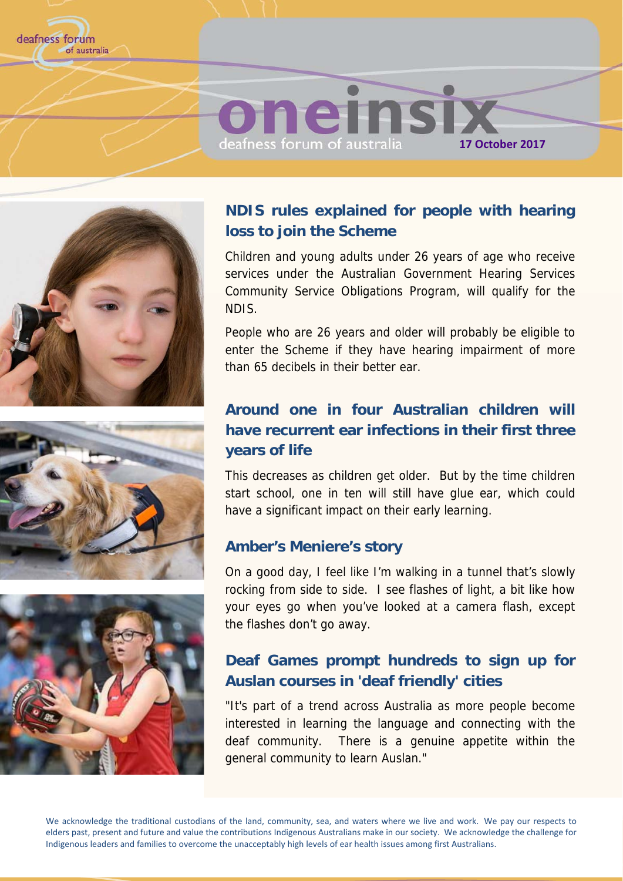deafness forum of australia

# oneinsix

deafness forum of australia

**17 October 2017**

## NDIS rules explained for people with hearing loss to join the Scheme

Children and young adults under 26 years of age who receive services under the Australian Government Hearing Services Community Service Obligations Program, will qualify for the NDIS.

People who are 26 years and older will probably be eligible to enter the Scheme if they have hearing impairment of more than 65 decibels in their better ear.

## Around one in four Australian children will have recurrent ear infections in their first three years of life

This decreases as children get older. But by the time children start school, one in ten will still have glue ear, which could have a significant impact on their early learning.

## Amber's Meniere's story

On a good day, I feel like I'm walking in a tunnel that's slowly rocking from side to side. I see flashes of light, a bit like how your eyes go when you've looked at a camera flash, except the flashes don't go away.

## Deaf Games prompt hundreds to sign up for Auslan courses in 'deaf friendly' cities

"It's part of a trend across Australia as more people become interested in learning the language and connecting with the deaf community. There is a genuine appetite within the general community to learn Auslan."

We acknowledge the traditional custodians of the land, community, sea, and waters where we live and work. We pay our respects to elders past, present and future and value the contributions Indigenous Australians make in our society. We acknowledge the challenge for Indigenous leaders and families to overcome the unacceptably high levels of ear health issues among first Australians.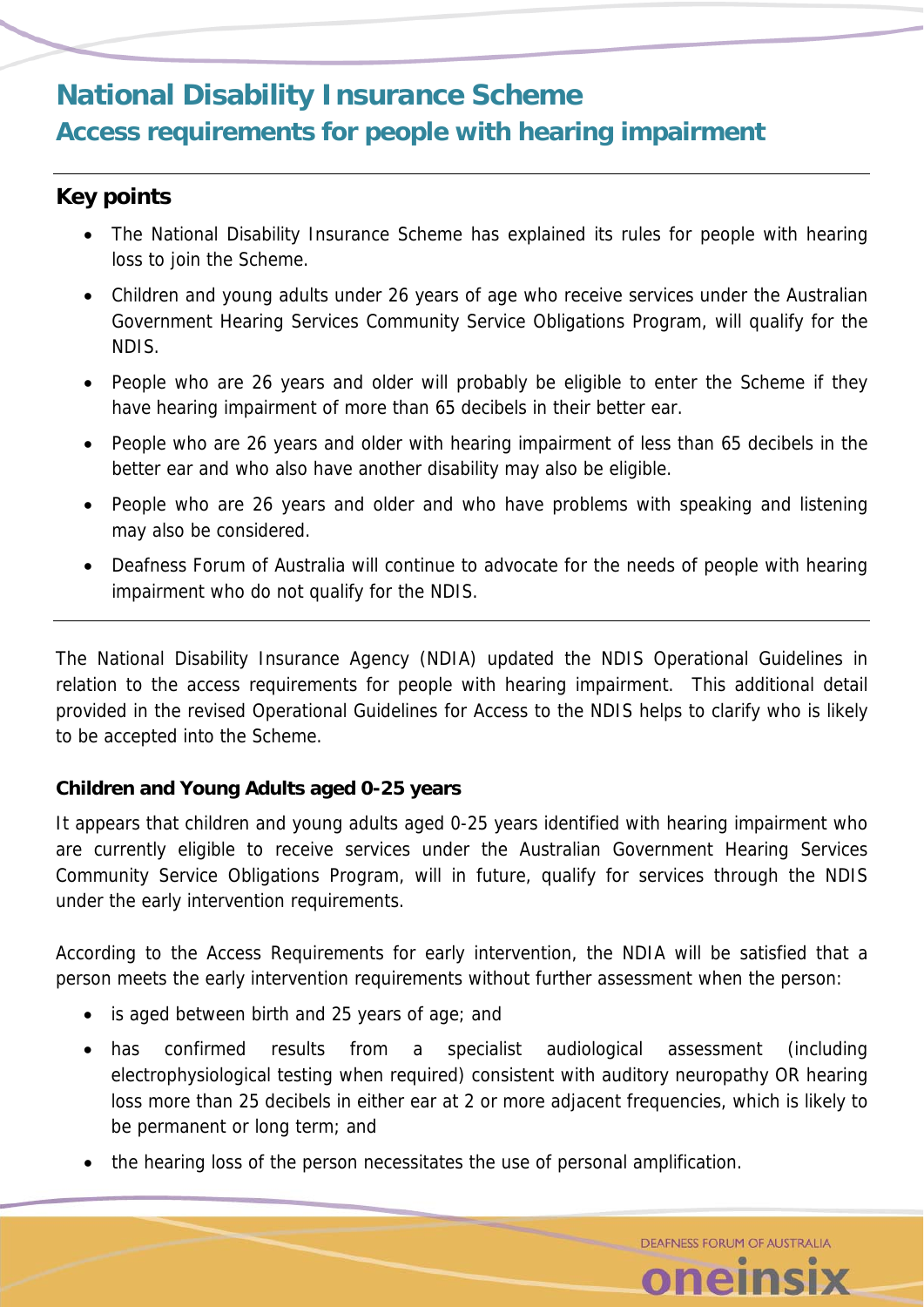# National Disability Insurance Scheme

## Access requirements for people with hearing impairment

### Key points

- The National Disability Insurance Scheme has explained its rules for people with hearing loss to join the Scheme.
- Children and young adults under 26 years of age who receive services under the Australian Government Hearing Services Community Service Obligations Program, will qualify for the NDIS.
- People who are 26 years and older will probably be eligible to enter the Scheme if they have hearing impairment of more than 65 decibels in their better ear.
- People who are 26 years and older with hearing impairment of less than 65 decibels in the better ear and who also have another disability may also be eligible.
- People who are 26 years and older and who have problems with speaking and listening may also be considered.
- Deafness Forum of Australia will continue to advocate for the needs of people with hearing impairment who do not qualify for the NDIS.

The National Disability Insurance Agency (NDIA) updated the NDIS Operational Guidelines in relation to the access requirements for people with hearing impairment. This additional detail provided in the revised Operational Guidelines for Access to the NDIS helps to clarify who is likely to be accepted into the Scheme.

**Children and Young Adults aged 0-25 years**

It appears that children and young adults aged 0-25 years identified with hearing impairment who are currently eligible to receive services under the Australian Government Hearing Services Community Service Obligations Program, will in future, qualify for services through the NDIS under the early intervention requirements.

According to the Access Requirements for early intervention, the NDIA will be satisfied that a person meets the early intervention requirements without further assessment when the person:

- is aged between birth and 25 years of age; and
- has confirmed results from a specialist audiological assessment (including electrophysiological testing when required) consistent with auditory neuropathy OR hearing loss more than 25 decibels in either ear at 2 or more adjacent frequencies, which is likely to be permanent or long term; and
- the hearing loss of the person necessitates the use of personal amplification.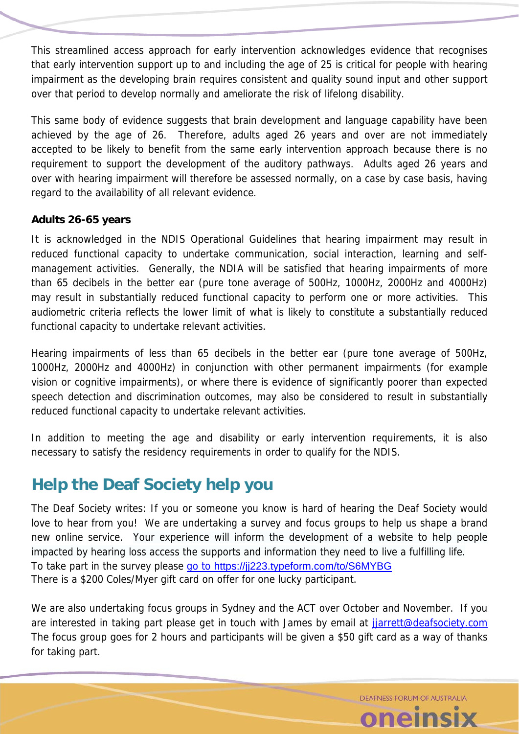This streamlined access approach for early intervention acknowledges evidence that recognises that early intervention support up to and including the age of 25 is critical for people with hearing impairment as the developing brain requires consistent and quality sound input and other support over that period to develop normally and ameliorate the risk of lifelong disability.

This same body of evidence suggests that brain development and language capability have been achieved by the age of 26. Therefore, adults aged 26 years and over are not immediately accepted to be likely to benefit from the same early intervention approach because there is no requirement to support the development of the auditory pathways. Adults aged 26 years and over with hearing impairment will therefore be assessed normally, on a case by case basis, having regard to the availability of all relevant evidence.

**Adults 26-65 years**

It is acknowledged in the NDIS Operational Guidelines that hearing impairment may result in reduced functional capacity to undertake communication, social interaction, learning and self-management activities. Generally, the NDIA will be satisfied that hearing impairments of more than 65 decibels in the better ear (pure tone average of 500Hz, 1000Hz, 2000Hz and 4000Hz) may result in substantially reduced functional capacity to perform one or more activities. This audiometric criteria reflects the lower limit of what is likely to constitute a substantially reduced functional capacity to undertake relevant activities.

Hearing impairments of less than 65 decibels in the better ear (pure tone average of 500Hz, 1000Hz, 2000Hz and 4000Hz) in conjunction with other permanent impairments (for example vision or cognitive impairments), or where there is evidence of significantly poorer than expected speech detection and discrimination outcomes, may also be considered to result in substantially reduced functional capacity to undertake relevant activities.

In addition to meeting the age and disability or early intervention requirements, it is also necessary to satisfy the residency requirements in order to qualify for the NDIS.

## Help the Deaf Society help you

The Deaf Society writes: If you or someone you know is hard of hearing the Deaf Society would love to hear from you! We are undertaking a survey and focus groups to help us shape a brand new online service. Your experience will inform the development of a website to help people impacted by hearing loss access the supports and information they need to live a fulfilling life.
To take part in the survey please [go to https://jj223.typeform.com/to/S6MYBG](https://jj223.typeform.com/to/S6MYBG)
There is a $200 Coles/Myer gift card on offer for one lucky participant.

We are also undertaking focus groups in Sydney and the ACT over October and November. If you are interested in taking part please get in touch with James by email at [jjarrett@deafsociety.com](mailto:jjarrett@deafsociety.com)
The focus group goes for 2 hours and participants will be given a $50 gift card as a way of thanks for taking part.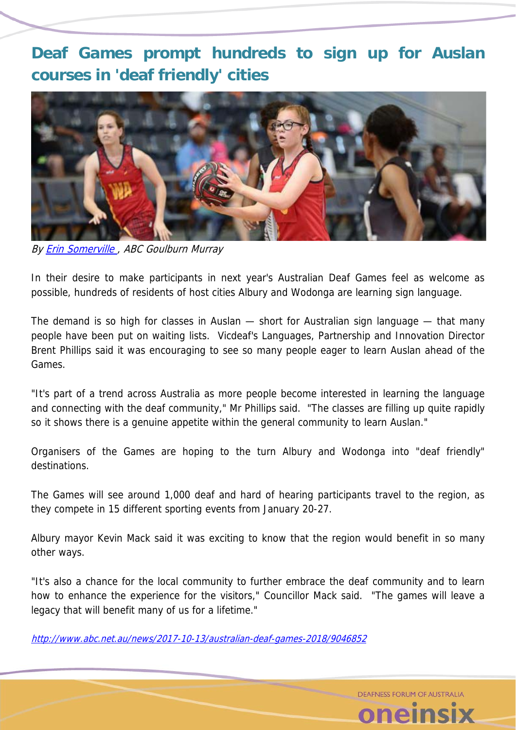# Deaf Games prompt hundreds to sign up for Auslan courses in 'deaf friendly' cities

*By Erin Somerville , ABC Goulburn Murray*

In their desire to make participants in next year's Australian Deaf Games feel as welcome as possible, hundreds of residents of host cities Albury and Wodonga are learning sign language.

The demand is so high for classes in Auslan — short for Australian sign language — that many people have been put on waiting lists. Vicdeaf's Languages, Partnership and Innovation Director Brent Phillips said it was encouraging to see so many people eager to learn Auslan ahead of the Games.

"It's part of a trend across Australia as more people become interested in learning the language and connecting with the deaf community," Mr Phillips said. "The classes are filling up quite rapidly so it shows there is a genuine appetite within the general community to learn Auslan."

Organisers of the Games are hoping to the turn Albury and Wodonga into "deaf friendly" destinations.

The Games will see around 1,000 deaf and hard of hearing participants travel to the region, as they compete in 15 different sporting events from January 20-27.

Albury mayor Kevin Mack said it was exciting to know that the region would benefit in so many other ways.

"It's also a chance for the local community to further embrace the deaf community and to learn how to enhance the experience for the visitors," Councillor Mack said. "The games will leave a legacy that will benefit many of us for a lifetime."

*http://www.abc.net.au/news/2017-10-13/australian-deaf-games-2018/9046852*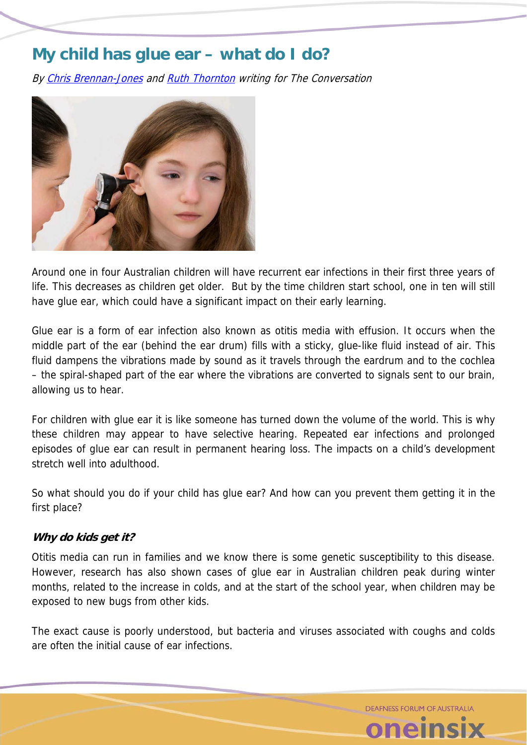# My child has glue ear – what do I do?

*By [Chris Brennan-Jones]() and [Ruth Thornton]() writing for The Conversation*

Around one in four Australian children will have recurrent ear infections in their first three years of life. This decreases as children get older. But by the time children start school, one in ten will still have glue ear, which could have a significant impact on their early learning.

Glue ear is a form of ear infection also known as otitis media with effusion. It occurs when the middle part of the ear (behind the ear drum) fills with a sticky, glue-like fluid instead of air. This fluid dampens the vibrations made by sound as it travels through the eardrum and to the cochlea – the spiral-shaped part of the ear where the vibrations are converted to signals sent to our brain, allowing us to hear.

For children with glue ear it is like someone has turned down the volume of the world. This is why these children may appear to have selective hearing. Repeated ear infections and prolonged episodes of glue ear can result in permanent hearing loss. The impacts on a child's development stretch well into adulthood.

So what should you do if your child has glue ear? And how can you prevent them getting it in the first place?

### *Why do kids get it?*

Otitis media can run in families and we know there is some genetic susceptibility to this disease. However, research has also shown cases of glue ear in Australian children peak during winter months, related to the increase in colds, and at the start of the school year, when children may be exposed to new bugs from other kids.

The exact cause is poorly understood, but bacteria and viruses associated with coughs and colds are often the initial cause of ear infections.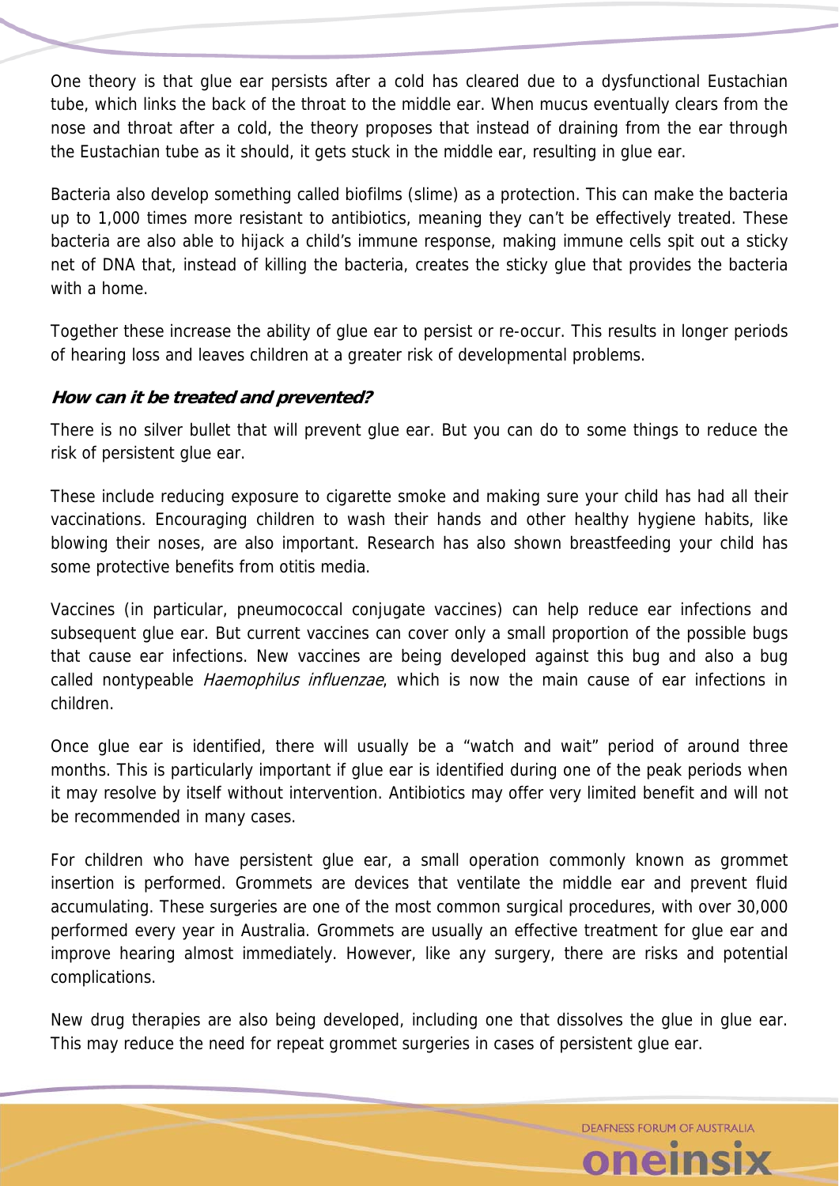One theory is that glue ear persists after a cold has cleared due to a dysfunctional Eustachian tube, which links the back of the throat to the middle ear. When mucus eventually clears from the nose and throat after a cold, the theory proposes that instead of draining from the ear through the Eustachian tube as it should, it gets stuck in the middle ear, resulting in glue ear.

Bacteria also develop something called biofilms (slime) as a protection. This can make the bacteria up to 1,000 times more resistant to antibiotics, meaning they can't be effectively treated. These bacteria are also able to hijack a child's immune response, making immune cells spit out a sticky net of DNA that, instead of killing the bacteria, creates the sticky glue that provides the bacteria with a home.

Together these increase the ability of glue ear to persist or re-occur. This results in longer periods of hearing loss and leaves children at a greater risk of developmental problems.

### How can it be treated and prevented?

There is no silver bullet that will prevent glue ear. But you can do to some things to reduce the risk of persistent glue ear.

These include reducing exposure to cigarette smoke and making sure your child has had all their vaccinations. Encouraging children to wash their hands and other healthy hygiene habits, like blowing their noses, are also important. Research has also shown breastfeeding your child has some protective benefits from otitis media.

Vaccines (in particular, pneumococcal conjugate vaccines) can help reduce ear infections and subsequent glue ear. But current vaccines can cover only a small proportion of the possible bugs that cause ear infections. New vaccines are being developed against this bug and also a bug called nontypeable *Haemophilus influenzae*, which is now the main cause of ear infections in children.

Once glue ear is identified, there will usually be a "watch and wait" period of around three months. This is particularly important if glue ear is identified during one of the peak periods when it may resolve by itself without intervention. Antibiotics may offer very limited benefit and will not be recommended in many cases.

For children who have persistent glue ear, a small operation commonly known as grommet insertion is performed. Grommets are devices that ventilate the middle ear and prevent fluid accumulating. These surgeries are one of the most common surgical procedures, with over 30,000 performed every year in Australia. Grommets are usually an effective treatment for glue ear and improve hearing almost immediately. However, like any surgery, there are risks and potential complications.

New drug therapies are also being developed, including one that dissolves the glue in glue ear. This may reduce the need for repeat grommet surgeries in cases of persistent glue ear.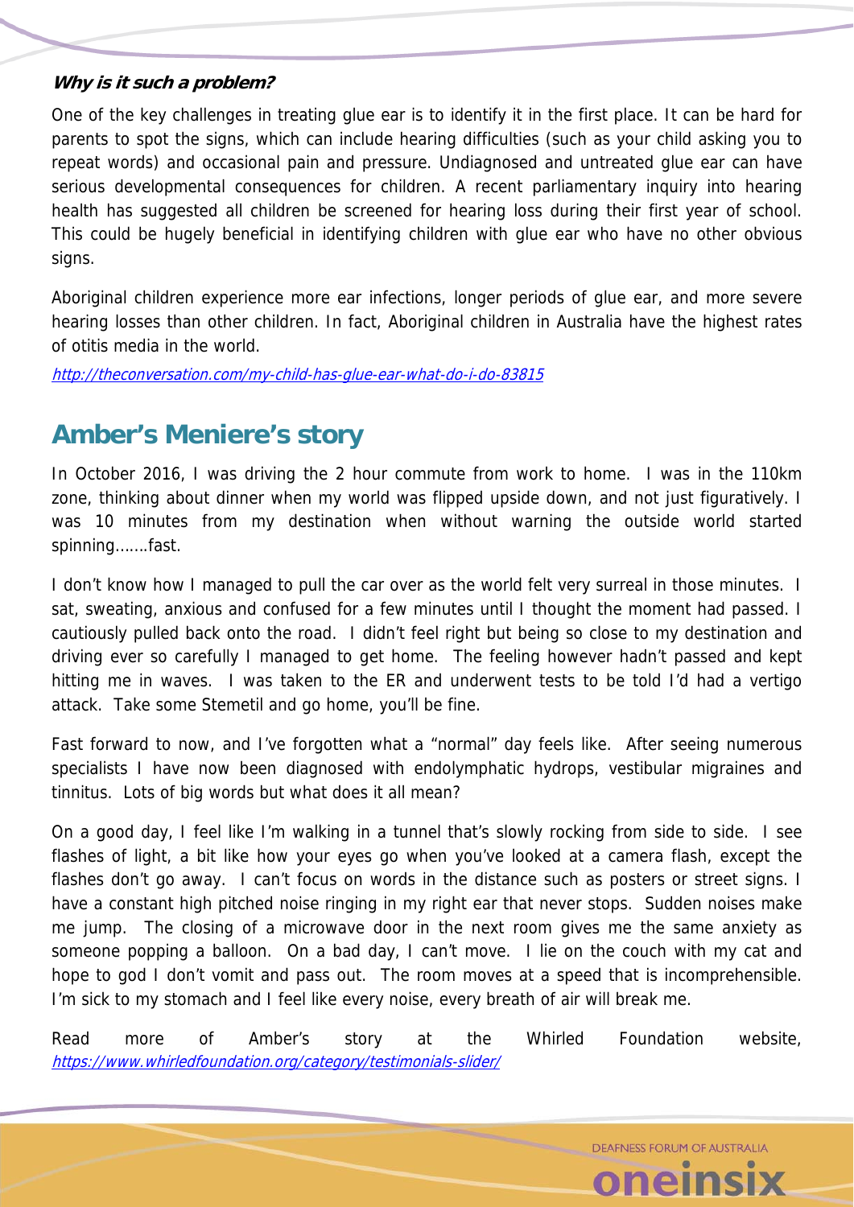***Why is it such a problem?***

One of the key challenges in treating glue ear is to identify it in the first place. It can be hard for parents to spot the signs, which can include hearing difficulties (such as your child asking you to repeat words) and occasional pain and pressure. Undiagnosed and untreated glue ear can have serious developmental consequences for children. A recent parliamentary inquiry into hearing health has suggested all children be screened for hearing loss during their first year of school. This could be hugely beneficial in identifying children with glue ear who have no other obvious signs.

Aboriginal children experience more ear infections, longer periods of glue ear, and more severe hearing losses than other children. In fact, Aboriginal children in Australia have the highest rates of otitis media in the world.

*http://theconversation.com/my-child-has-glue-ear-what-do-i-do-83815*

## Amber's Meniere's story

In October 2016, I was driving the 2 hour commute from work to home. I was in the 110km zone, thinking about dinner when my world was flipped upside down, and not just figuratively. I was 10 minutes from my destination when without warning the outside world started spinning…….fast.

I don't know how I managed to pull the car over as the world felt very surreal in those minutes. I sat, sweating, anxious and confused for a few minutes until I thought the moment had passed. I cautiously pulled back onto the road. I didn't feel right but being so close to my destination and driving ever so carefully I managed to get home. The feeling however hadn't passed and kept hitting me in waves. I was taken to the ER and underwent tests to be told I'd had a vertigo attack. Take some Stemetil and go home, you'll be fine.

Fast forward to now, and I've forgotten what a "normal" day feels like. After seeing numerous specialists I have now been diagnosed with endolymphatic hydrops, vestibular migraines and tinnitus. Lots of big words but what does it all mean?

On a good day, I feel like I'm walking in a tunnel that's slowly rocking from side to side. I see flashes of light, a bit like how your eyes go when you've looked at a camera flash, except the flashes don't go away. I can't focus on words in the distance such as posters or street signs. I have a constant high pitched noise ringing in my right ear that never stops. Sudden noises make me jump. The closing of a microwave door in the next room gives me the same anxiety as someone popping a balloon. On a bad day, I can't move. I lie on the couch with my cat and hope to god I don't vomit and pass out. The room moves at a speed that is incomprehensible. I'm sick to my stomach and I feel like every noise, every breath of air will break me.

Read more of Amber's story at the Whirled Foundation website, *https://www.whirledfoundation.org/category/testimonials-slider/*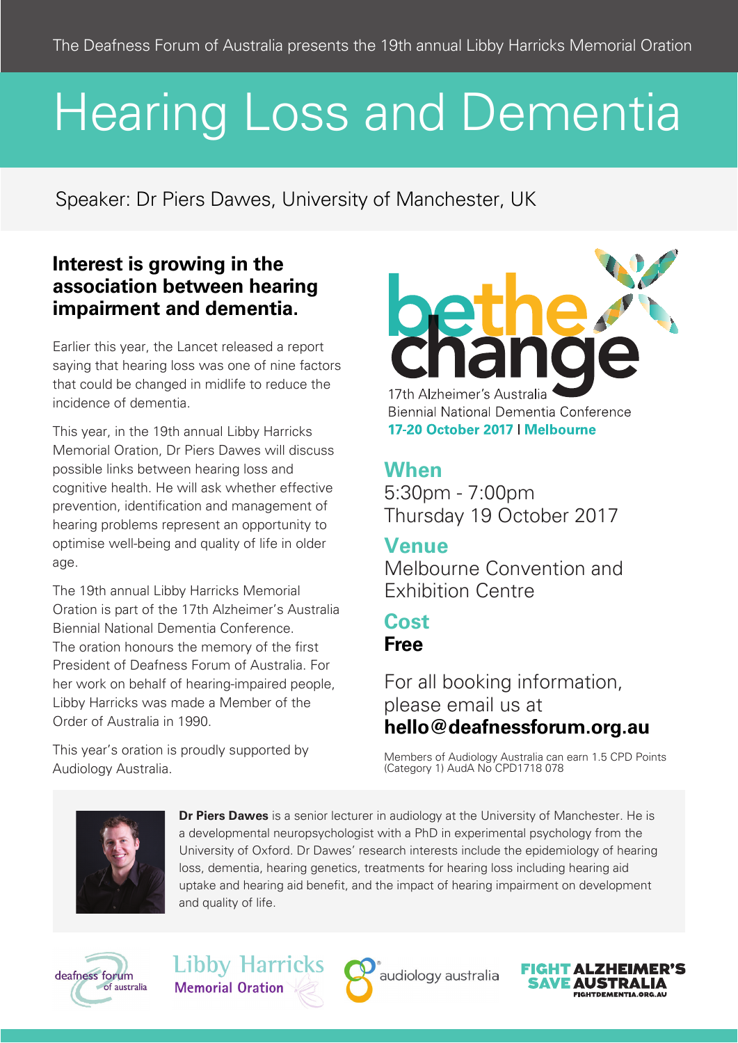The Deafness Forum of Australia presents the 19th annual Libby Harricks Memorial Oration

# Hearing Loss and Dementia

Speaker: Dr Piers Dawes, University of Manchester, UK

## Interest is growing in the association between hearing impairment and dementia.

Earlier this year, the Lancet released a report saying that hearing loss was one of nine factors that could be changed in midlife to reduce the incidence of dementia.

This year, in the 19th annual Libby Harricks Memorial Oration, Dr Piers Dawes will discuss possible links between hearing loss and cognitive health. He will ask whether effective prevention, identification and management of hearing problems represent an opportunity to optimise well-being and quality of life in older age.

The 19th annual Libby Harricks Memorial Oration is part of the 17th Alzheimer's Australia Biennial National Dementia Conference. The oration honours the memory of the first President of Deafness Forum of Australia. For her work on behalf of hearing-impaired people, Libby Harricks was made a Member of the Order of Australia in 1990.

This year's oration is proudly supported by Audiology Australia.

be the change

17th Alzheimer's Australia Biennial National Dementia Conference

**17-20 October 2017 | Melbourne**

### When

5:30pm - 7:00pm
Thursday 19 October 2017

### Venue

Melbourne Convention and Exhibition Centre

### Cost

**Free**

For all booking information, please email us at **hello@deafnessforum.org.au**

Members of Audiology Australia can earn 1.5 CPD Points (Category 1) AudA No CPD1718 078

**Dr Piers Dawes** is a senior lecturer in audiology at the University of Manchester. He is a developmental neuropsychologist with a PhD in experimental psychology from the University of Oxford. Dr Dawes' research interests include the epidemiology of hearing loss, dementia, hearing genetics, treatments for hearing loss including hearing aid uptake and hearing aid benefit, and the impact of hearing impairment on development and quality of life.

deafness forum of australia | Libby Harricks Memorial Oration | audiology australia | FIGHT ALZHEIMER'S SAVE AUSTRALIA FIGHTDEMENTIA.ORG.AU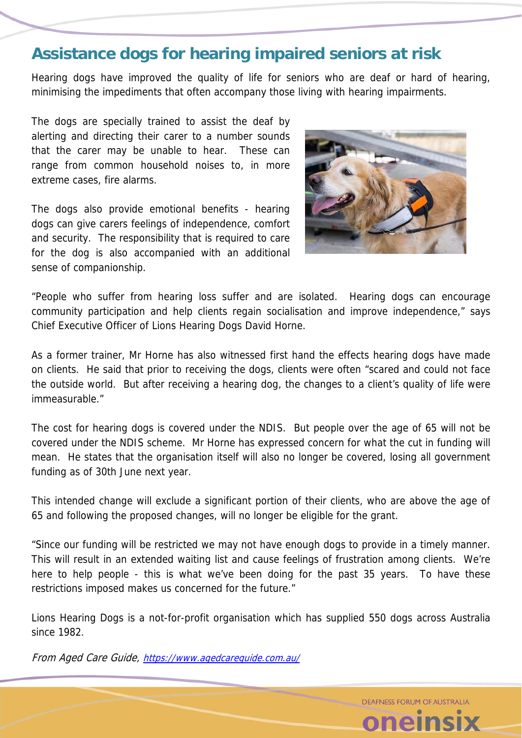## Assistance dogs for hearing impaired seniors at risk

Hearing dogs have improved the quality of life for seniors who are deaf or hard of hearing, minimising the impediments that often accompany those living with hearing impairments.

The dogs are specially trained to assist the deaf by alerting and directing their carer to a number sounds that the carer may be unable to hear. These can range from common household noises to, in more extreme cases, fire alarms.

The dogs also provide emotional benefits - hearing dogs can give carers feelings of independence, comfort and security. The responsibility that is required to care for the dog is also accompanied with an additional sense of companionship.

"People who suffer from hearing loss suffer and are isolated. Hearing dogs can encourage community participation and help clients regain socialisation and improve independence," says Chief Executive Officer of Lions Hearing Dogs David Horne.

As a former trainer, Mr Horne has also witnessed first hand the effects hearing dogs have made on clients. He said that prior to receiving the dogs, clients were often "scared and could not face the outside world. But after receiving a hearing dog, the changes to a client's quality of life were immeasurable."

The cost for hearing dogs is covered under the NDIS. But people over the age of 65 will not be covered under the NDIS scheme. Mr Horne has expressed concern for what the cut in funding will mean. He states that the organisation itself will also no longer be covered, losing all government funding as of 30th June next year.

This intended change will exclude a significant portion of their clients, who are above the age of 65 and following the proposed changes, will no longer be eligible for the grant.

"Since our funding will be restricted we may not have enough dogs to provide in a timely manner. This will result in an extended waiting list and cause feelings of frustration among clients. We're here to help people - this is what we've been doing for the past 35 years. To have these restrictions imposed makes us concerned for the future."

Lions Hearing Dogs is a not-for-profit organisation which has supplied 550 dogs across Australia since 1982.

*From Aged Care Guide, https://www.agedcareguide.com.au/*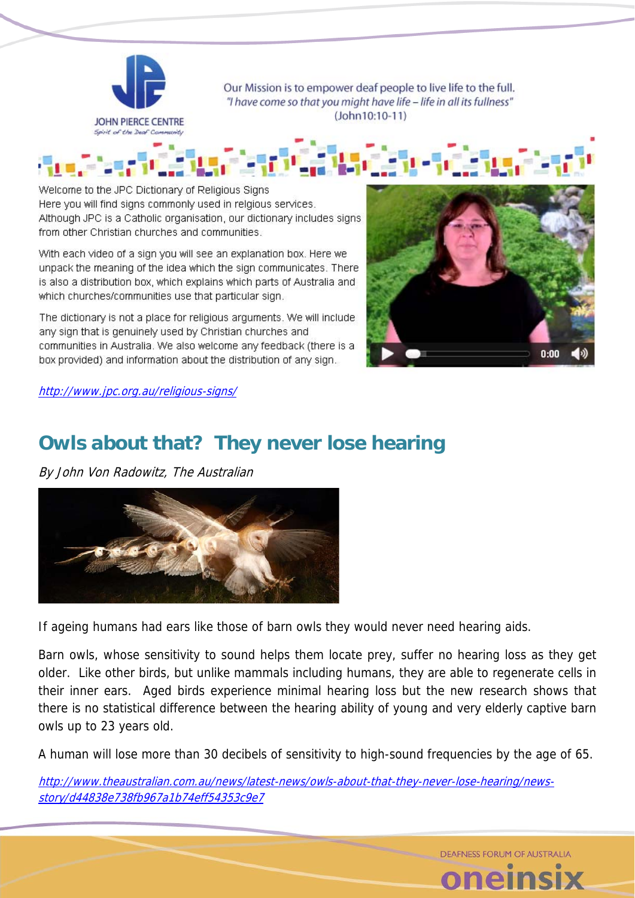Our Mission is to empower deaf people to live life to the full.
*"I have come so that you might have life – life in all its fullness"*
(John10:10-11)

Welcome to the JPC Dictionary of Religious Signs
Here you will find signs commonly used in relgious services.
Although JPC is a Catholic organisation, our dictionary includes signs from other Christian churches and communities.

With each video of a sign you will see an explanation box. Here we unpack the meaning of the idea which the sign communicates. There is also a distribution box, which explains which parts of Australia and which churches/communities use that particular sign.

The dictionary is not a place for religious arguments. We will include any sign that is genuinely used by Christian churches and communities in Australia. We also welcome any feedback (there is a box provided) and information about the distribution of any sign.

*http://www.jpc.org.au/religious-signs/*

## Owls about that? They never lose hearing

*By John Von Radowitz, The Australian*

If ageing humans had ears like those of barn owls they would never need hearing aids.

Barn owls, whose sensitivity to sound helps them locate prey, suffer no hearing loss as they get older. Like other birds, but unlike mammals including humans, they are able to regenerate cells in their inner ears. Aged birds experience minimal hearing loss but the new research shows that there is no statistical difference between the hearing ability of young and very elderly captive barn owls up to 23 years old.

A human will lose more than 30 decibels of sensitivity to high-sound frequencies by the age of 65.

*http://www.theaustralian.com.au/news/latest-news/owls-about-that-they-never-lose-hearing/news-story/d44838e738fb967a1b74eff54353c9e7*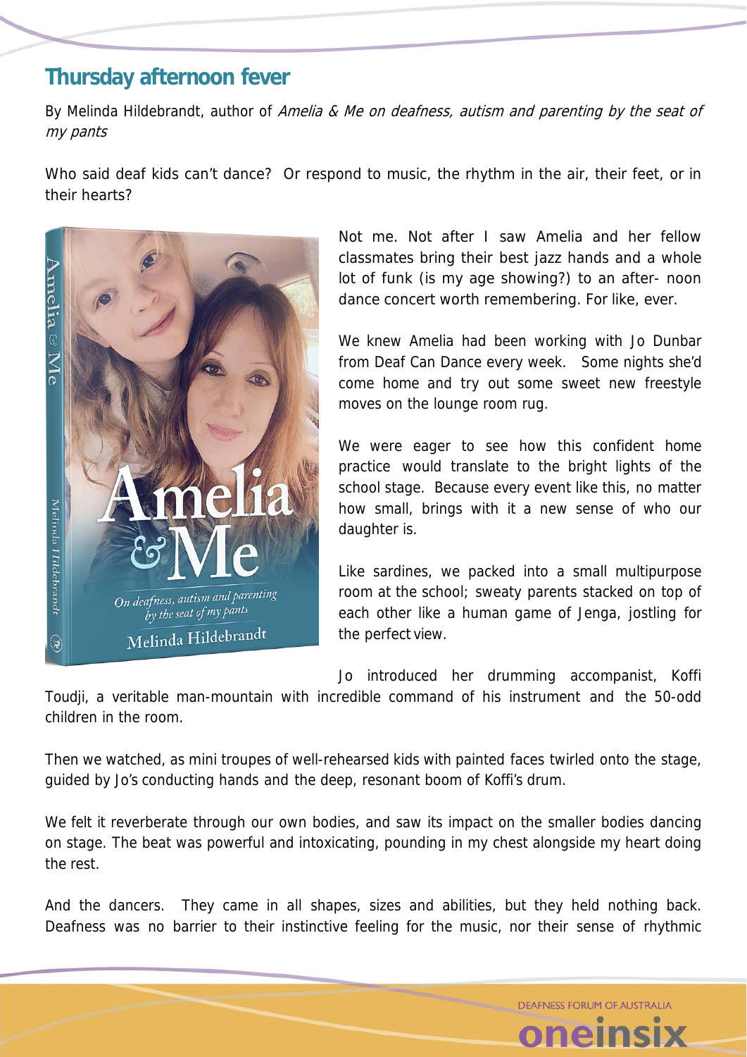## Thursday afternoon fever

By Melinda Hildebrandt, author of *Amelia & Me on deafness, autism and parenting by the seat of my pants*

Who said deaf kids can't dance? Or respond to music, the rhythm in the air, their feet, or in their hearts?

Not me. Not after I saw Amelia and her fellow classmates bring their best jazz hands and a whole lot of funk (is my age showing?) to an after- noon dance concert worth remembering. For like, ever.

We knew Amelia had been working with Jo Dunbar from Deaf Can Dance every week. Some nights she'd come home and try out some sweet new freestyle moves on the lounge room rug.

We were eager to see how this confident home practice would translate to the bright lights of the school stage. Because every event like this, no matter how small, brings with it a new sense of who our daughter is.

Like sardines, we packed into a small multipurpose room at the school; sweaty parents stacked on top of each other like a human game of Jenga, jostling for the perfect view.

Jo introduced her drumming accompanist, Koffi Toudji, a veritable man-mountain with incredible command of his instrument and the 50-odd children in the room.

Then we watched, as mini troupes of well-rehearsed kids with painted faces twirled onto the stage, guided by Jo's conducting hands and the deep, resonant boom of Koffi's drum.

We felt it reverberate through our own bodies, and saw its impact on the smaller bodies dancing on stage. The beat was powerful and intoxicating, pounding in my chest alongside my heart doing the rest.

And the dancers. They came in all shapes, sizes and abilities, but they held nothing back. Deafness was no barrier to their instinctive feeling for the music, nor their sense of rhythmic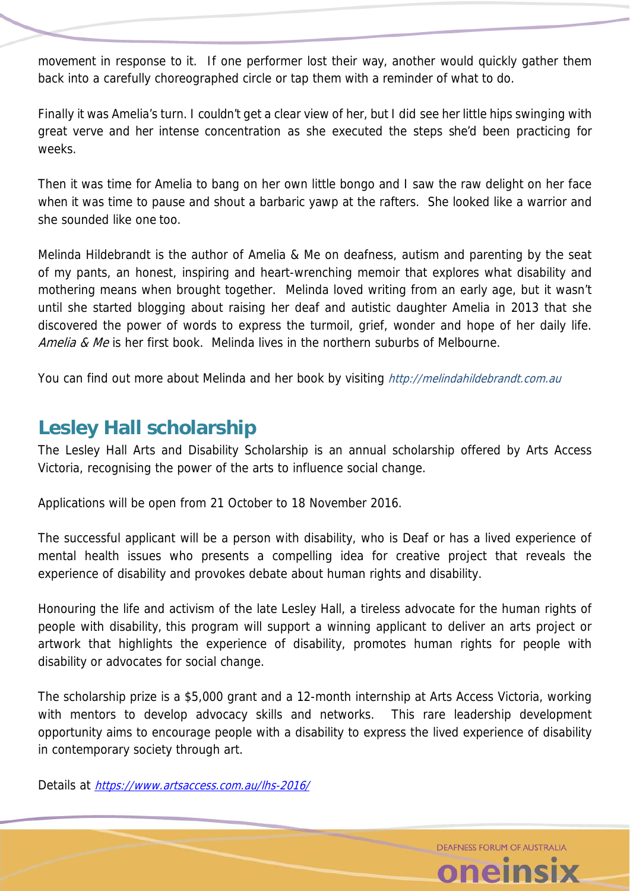movement in response to it. If one performer lost their way, another would quickly gather them back into a carefully choreographed circle or tap them with a reminder of what to do.

Finally it was Amelia's turn. I couldn't get a clear view of her, but I did see her little hips swinging with great verve and her intense concentration as she executed the steps she'd been practicing for weeks.

Then it was time for Amelia to bang on her own little bongo and I saw the raw delight on her face when it was time to pause and shout a barbaric yawp at the rafters. She looked like a warrior and she sounded like one too.

Melinda Hildebrandt is the author of Amelia & Me on deafness, autism and parenting by the seat of my pants, an honest, inspiring and heart-wrenching memoir that explores what disability and mothering means when brought together. Melinda loved writing from an early age, but it wasn't until she started blogging about raising her deaf and autistic daughter Amelia in 2013 that she discovered the power of words to express the turmoil, grief, wonder and hope of her daily life. *Amelia & Me* is her first book. Melinda lives in the northern suburbs of Melbourne.

You can find out more about Melinda and her book by visiting *http://melindahildebrandt.com.au*

## Lesley Hall scholarship

The Lesley Hall Arts and Disability Scholarship is an annual scholarship offered by Arts Access Victoria, recognising the power of the arts to influence social change.

Applications will be open from 21 October to 18 November 2016.

The successful applicant will be a person with disability, who is Deaf or has a lived experience of mental health issues who presents a compelling idea for creative project that reveals the experience of disability and provokes debate about human rights and disability.

Honouring the life and activism of the late Lesley Hall, a tireless advocate for the human rights of people with disability, this program will support a winning applicant to deliver an arts project or artwork that highlights the experience of disability, promotes human rights for people with disability or advocates for social change.

The scholarship prize is a $5,000 grant and a 12-month internship at Arts Access Victoria, working with mentors to develop advocacy skills and networks. This rare leadership development opportunity aims to encourage people with a disability to express the lived experience of disability in contemporary society through art.

Details at *https://www.artsaccess.com.au/lhs-2016/*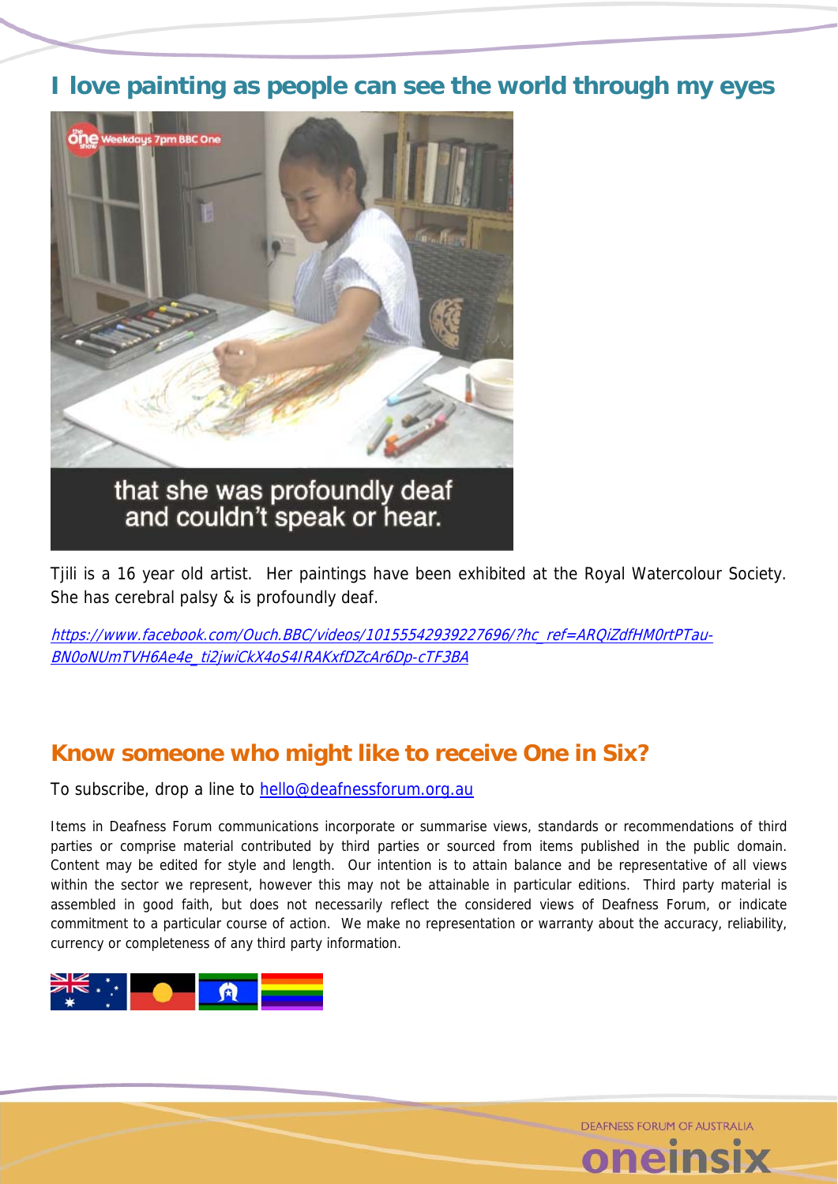## I love painting as people can see the world through my eyes

that she was profoundly deaf and couldn't speak or hear.

Tjili is a 16 year old artist. Her paintings have been exhibited at the Royal Watercolour Society. She has cerebral palsy & is profoundly deaf.

*https://www.facebook.com/Ouch.BBC/videos/10155542939227696/?hc_ref=ARQiZdfHM0rtPTau-BN0oNUmTVH6Ae4e_ti2jwiCkX4oS4IRAKxfDZcAr6Dp-cTF3BA*

## Know someone who might like to receive One in Six?

To subscribe, drop a line to hello@deafnessforum.org.au

Items in Deafness Forum communications incorporate or summarise views, standards or recommendations of third parties or comprise material contributed by third parties or sourced from items published in the public domain. Content may be edited for style and length. Our intention is to attain balance and be representative of all views within the sector we represent, however this may not be attainable in particular editions. Third party material is assembled in good faith, but does not necessarily reflect the considered views of Deafness Forum, or indicate commitment to a particular course of action. We make no representation or warranty about the accuracy, reliability, currency or completeness of any third party information.